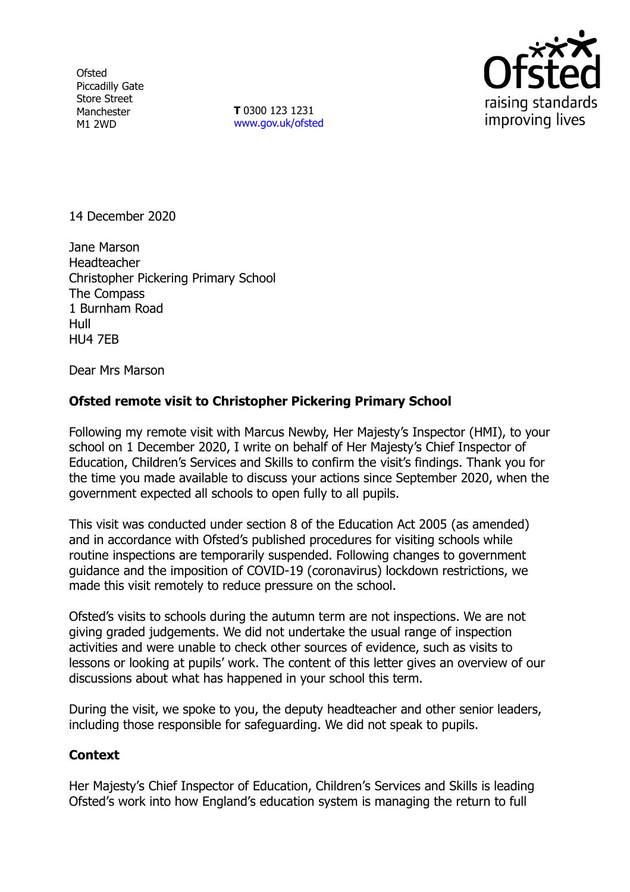Ofsted
Piccadilly Gate
Store Street
Manchester
M1 2WD

**T** 0300 123 1231
www.gov.uk/ofsted

14 December 2020

Jane Marson
Headteacher
Christopher Pickering Primary School
The Compass
1 Burnham Road
Hull
HU4 7EB

Dear Mrs Marson

**Ofsted remote visit to Christopher Pickering Primary School**

Following my remote visit with Marcus Newby, Her Majesty's Inspector (HMI), to your school on 1 December 2020, I write on behalf of Her Majesty's Chief Inspector of Education, Children's Services and Skills to confirm the visit's findings. Thank you for the time you made available to discuss your actions since September 2020, when the government expected all schools to open fully to all pupils.

This visit was conducted under section 8 of the Education Act 2005 (as amended) and in accordance with Ofsted's published procedures for visiting schools while routine inspections are temporarily suspended. Following changes to government guidance and the imposition of COVID-19 (coronavirus) lockdown restrictions, we made this visit remotely to reduce pressure on the school.

Ofsted's visits to schools during the autumn term are not inspections. We are not giving graded judgements. We did not undertake the usual range of inspection activities and were unable to check other sources of evidence, such as visits to lessons or looking at pupils' work. The content of this letter gives an overview of our discussions about what has happened in your school this term.

During the visit, we spoke to you, the deputy headteacher and other senior leaders, including those responsible for safeguarding. We did not speak to pupils.

**Context**

Her Majesty's Chief Inspector of Education, Children's Services and Skills is leading Ofsted's work into how England's education system is managing the return to full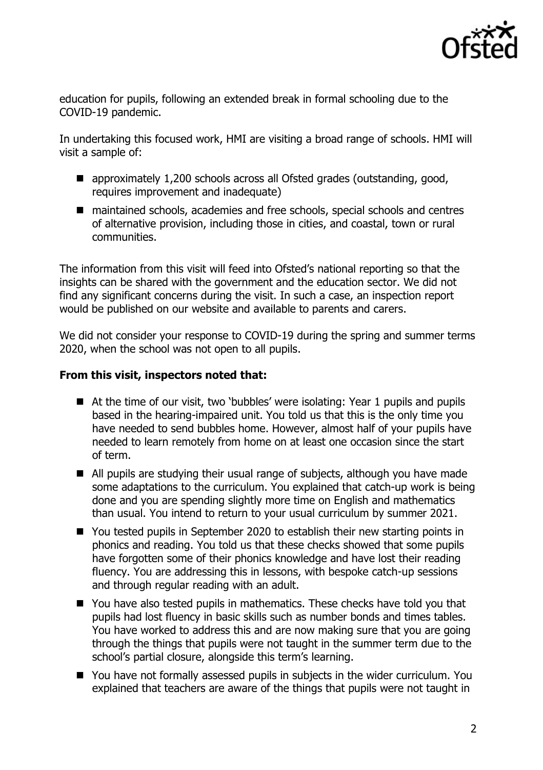education for pupils, following an extended break in formal schooling due to the COVID-19 pandemic.

In undertaking this focused work, HMI are visiting a broad range of schools. HMI will visit a sample of:

- approximately 1,200 schools across all Ofsted grades (outstanding, good, requires improvement and inadequate)
- maintained schools, academies and free schools, special schools and centres of alternative provision, including those in cities, and coastal, town or rural communities.

The information from this visit will feed into Ofsted's national reporting so that the insights can be shared with the government and the education sector. We did not find any significant concerns during the visit. In such a case, an inspection report would be published on our website and available to parents and carers.

We did not consider your response to COVID-19 during the spring and summer terms 2020, when the school was not open to all pupils.

**From this visit, inspectors noted that:**

- At the time of our visit, two 'bubbles' were isolating: Year 1 pupils and pupils based in the hearing-impaired unit. You told us that this is the only time you have needed to send bubbles home. However, almost half of your pupils have needed to learn remotely from home on at least one occasion since the start of term.
- All pupils are studying their usual range of subjects, although you have made some adaptations to the curriculum. You explained that catch-up work is being done and you are spending slightly more time on English and mathematics than usual. You intend to return to your usual curriculum by summer 2021.
- You tested pupils in September 2020 to establish their new starting points in phonics and reading. You told us that these checks showed that some pupils have forgotten some of their phonics knowledge and have lost their reading fluency. You are addressing this in lessons, with bespoke catch-up sessions and through regular reading with an adult.
- You have also tested pupils in mathematics. These checks have told you that pupils had lost fluency in basic skills such as number bonds and times tables. You have worked to address this and are now making sure that you are going through the things that pupils were not taught in the summer term due to the school's partial closure, alongside this term's learning.
- You have not formally assessed pupils in subjects in the wider curriculum. You explained that teachers are aware of the things that pupils were not taught in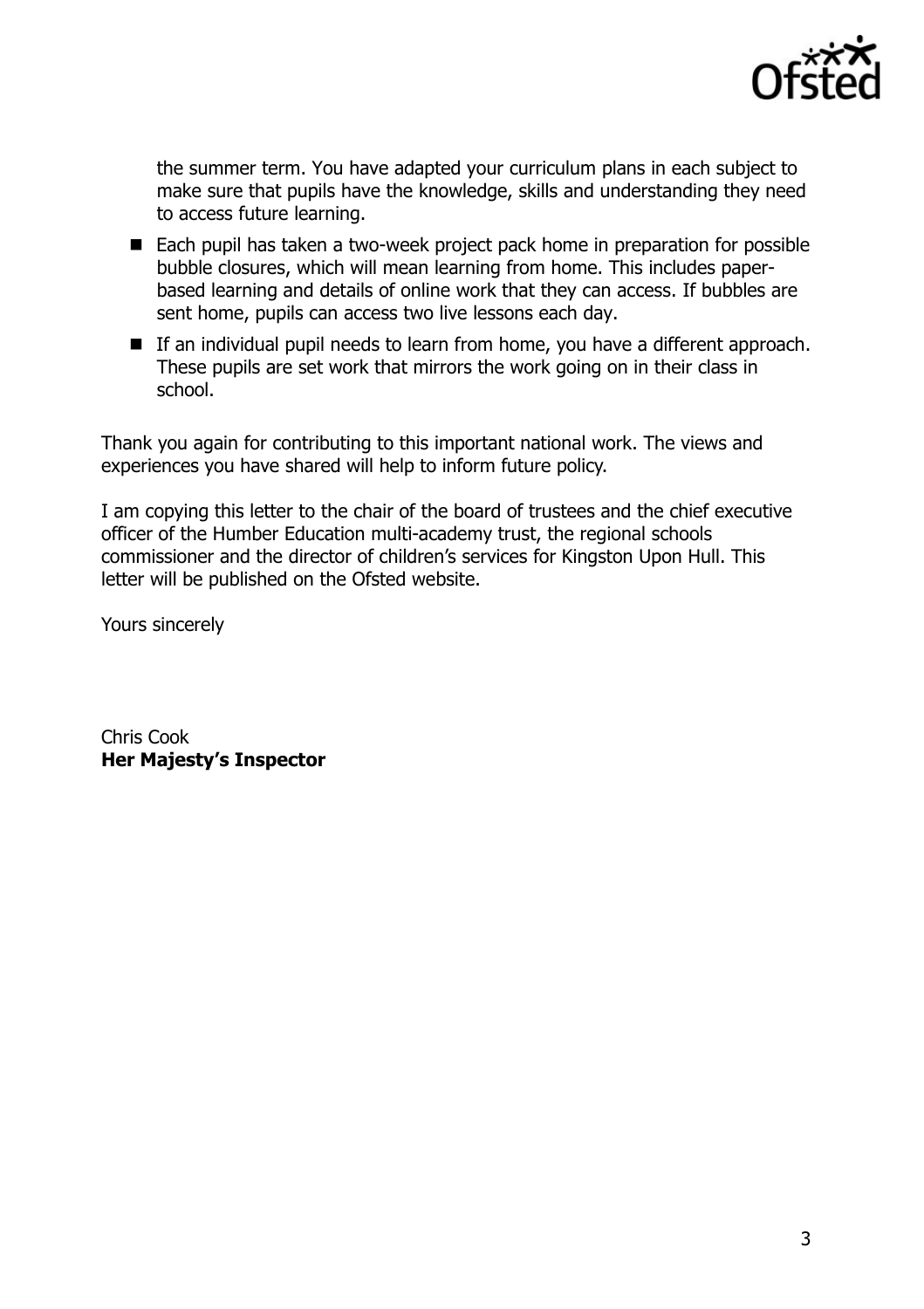the summer term. You have adapted your curriculum plans in each subject to make sure that pupils have the knowledge, skills and understanding they need to access future learning.

- Each pupil has taken a two-week project pack home in preparation for possible bubble closures, which will mean learning from home. This includes paper-based learning and details of online work that they can access. If bubbles are sent home, pupils can access two live lessons each day.
- If an individual pupil needs to learn from home, you have a different approach. These pupils are set work that mirrors the work going on in their class in school.

Thank you again for contributing to this important national work. The views and experiences you have shared will help to inform future policy.

I am copying this letter to the chair of the board of trustees and the chief executive officer of the Humber Education multi-academy trust, the regional schools commissioner and the director of children's services for Kingston Upon Hull. This letter will be published on the Ofsted website.

Yours sincerely

Chris Cook
**Her Majesty's Inspector**